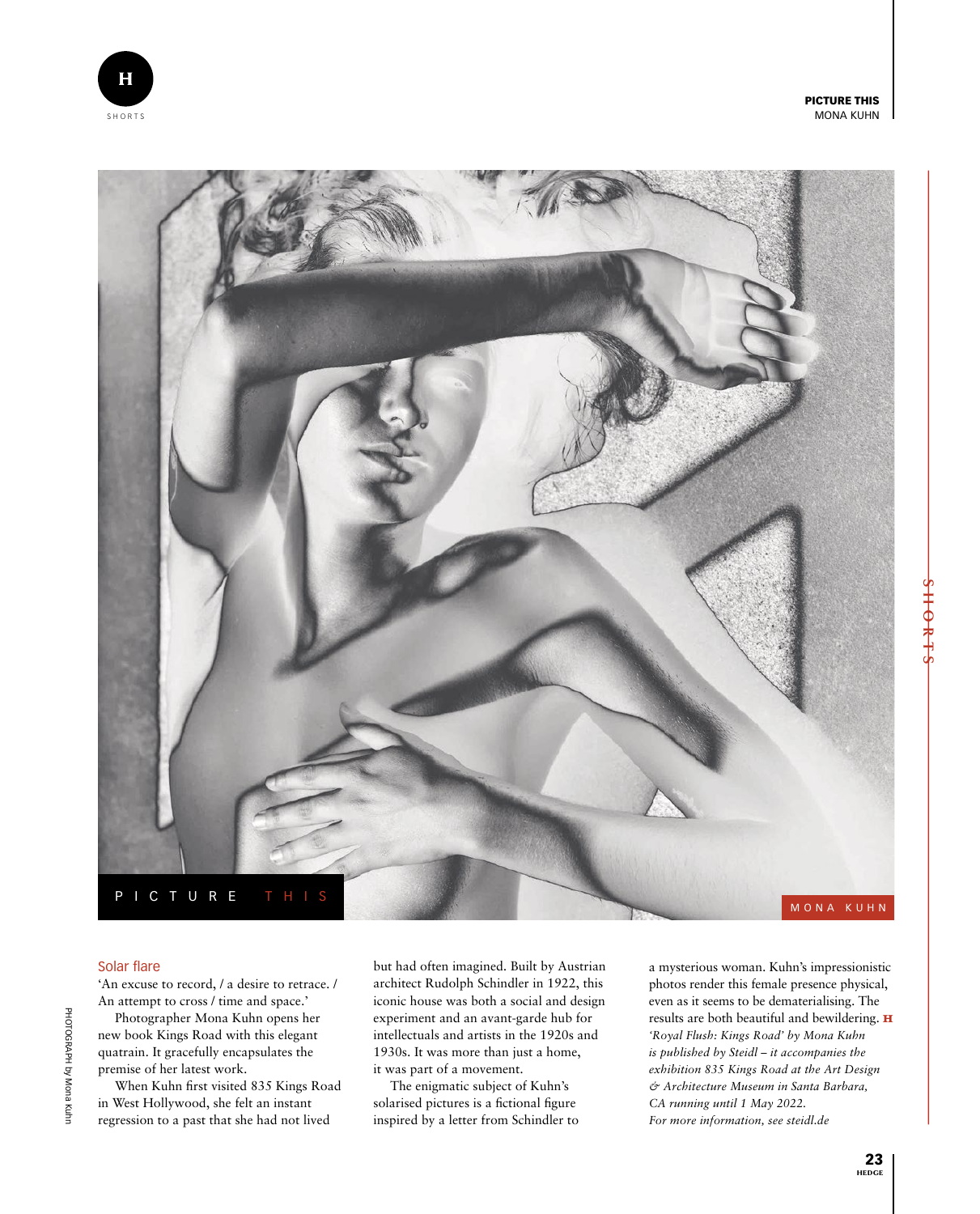PICTURE THIS

MONA KUHN

## Solar flare

'An excuse to record, / a desire to retrace. / An attempt to cross / time and space.'

Photographer Mona Kuhn opens her new book Kings Road with this elegant quatrain. It gracefully encapsulates the premise of her latest work.

When Kuhn first visited 835 Kings Road in West Hollywood, she felt an instant regression to a past that she had not lived but had often imagined. Built by Austrian architect Rudolph Schindler in 1922, this iconic house was both a social and design experiment and an avant-garde hub for intellectuals and artists in the 1920s and 1930s. It was more than just a home, it was part of a movement.

The enigmatic subject of Kuhn's solarised pictures is a fictional figure inspired by a letter from Schindler to a mysterious woman. Kuhn's impressionistic photos render this female presence physical, even as it seems to be dematerialising. The results are both beautiful and bewildering. **H**

*'Royal Flush: Kings Road' by Mona Kuhn is published by Steidl – it accompanies the exhibition 835 Kings Road at the Art Design & Architecture Museum in Santa Barbara, CA running until 1 May 2022.*
*For more information, see steidl.de*

PHOTOGRAPH by Mona Kuhn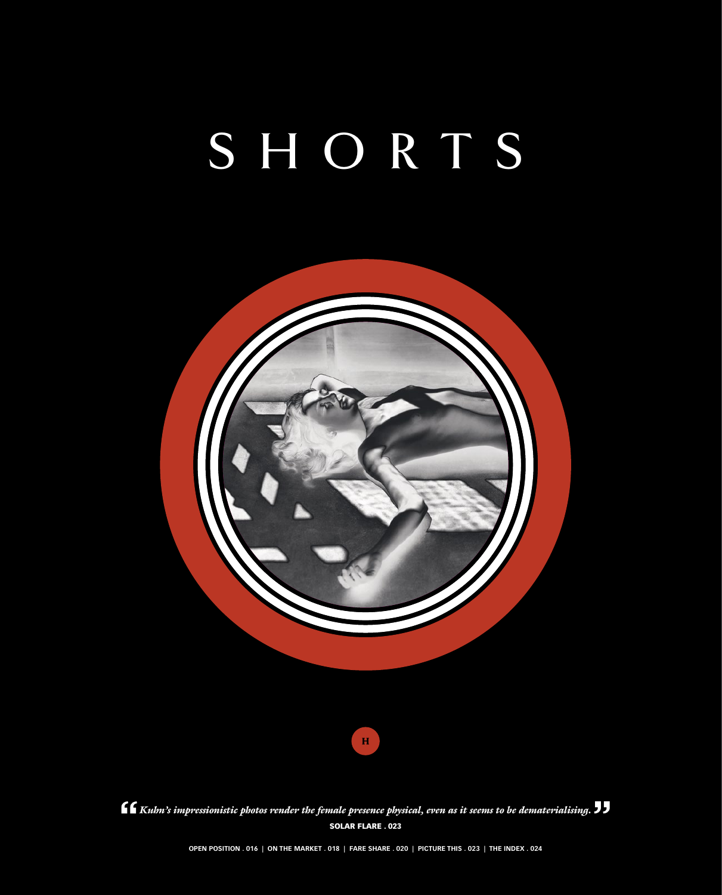# SHORTS

H

*"Kuhn's impressionistic photos render the female presence physical, even as it seems to be dematerialising."*

**SOLAR FLARE . 023**

**OPEN POSITION . 016 | ON THE MARKET . 018 | FARE SHARE . 020 | PICTURE THIS . 023 | THE INDEX . 024**